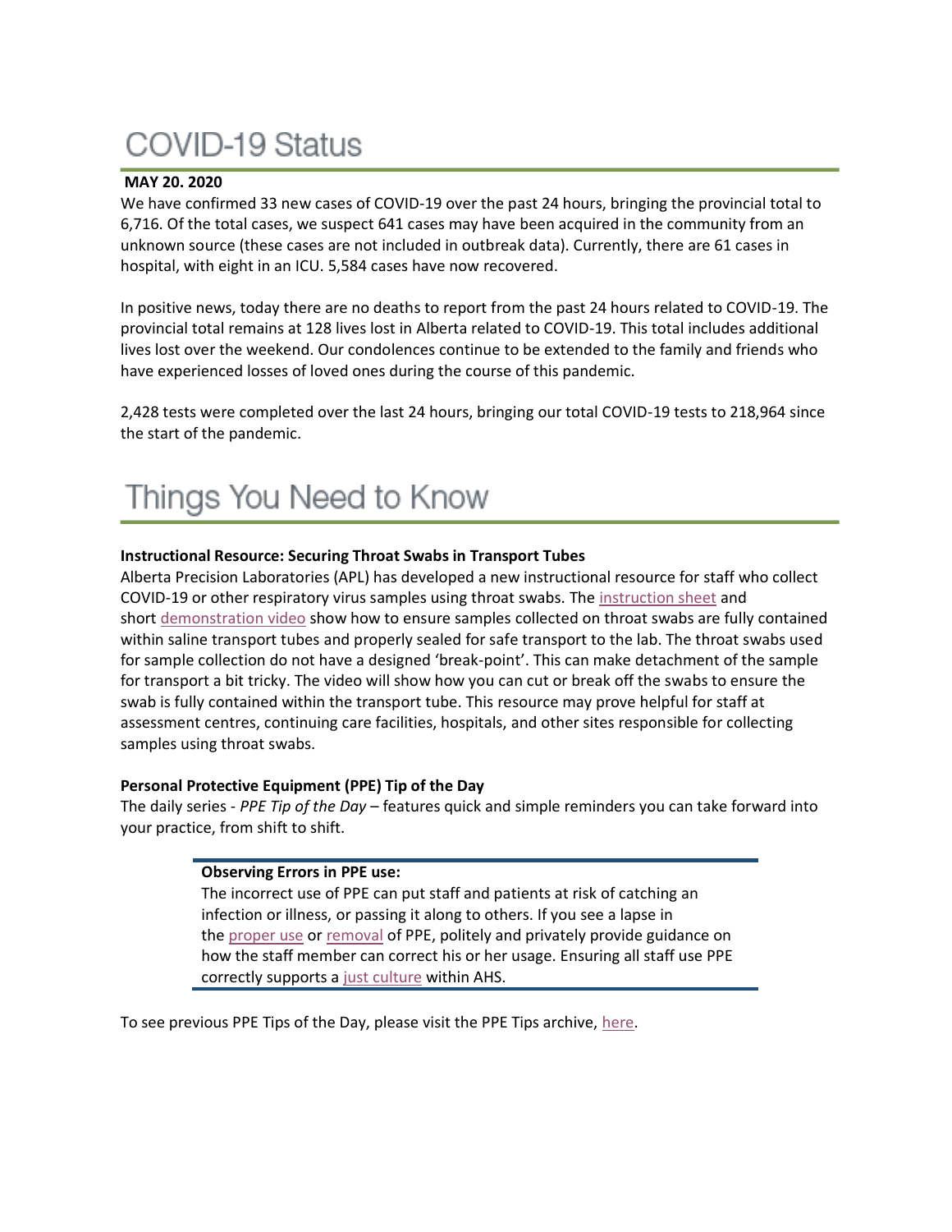# COVID-19 Status

**MAY 20. 2020**

We have confirmed 33 new cases of COVID-19 over the past 24 hours, bringing the provincial total to 6,716. Of the total cases, we suspect 641 cases may have been acquired in the community from an unknown source (these cases are not included in outbreak data). Currently, there are 61 cases in hospital, with eight in an ICU. 5,584 cases have now recovered.

In positive news, today there are no deaths to report from the past 24 hours related to COVID-19. The provincial total remains at 128 lives lost in Alberta related to COVID-19. This total includes additional lives lost over the weekend. Our condolences continue to be extended to the family and friends who have experienced losses of loved ones during the course of this pandemic.

2,428 tests were completed over the last 24 hours, bringing our total COVID-19 tests to 218,964 since the start of the pandemic.

# Things You Need to Know

**Instructional Resource: Securing Throat Swabs in Transport Tubes**

Alberta Precision Laboratories (APL) has developed a new instructional resource for staff who collect COVID-19 or other respiratory virus samples using throat swabs. The instruction sheet and short demonstration video show how to ensure samples collected on throat swabs are fully contained within saline transport tubes and properly sealed for safe transport to the lab. The throat swabs used for sample collection do not have a designed 'break-point'. This can make detachment of the sample for transport a bit tricky. The video will show how you can cut or break off the swabs to ensure the swab is fully contained within the transport tube. This resource may prove helpful for staff at assessment centres, continuing care facilities, hospitals, and other sites responsible for collecting samples using throat swabs.

**Personal Protective Equipment (PPE) Tip of the Day**

The daily series - *PPE Tip of the Day* – features quick and simple reminders you can take forward into your practice, from shift to shift.

> **Observing Errors in PPE use:**
> The incorrect use of PPE can put staff and patients at risk of catching an infection or illness, or passing it along to others. If you see a lapse in the proper use or removal of PPE, politely and privately provide guidance on how the staff member can correct his or her usage. Ensuring all staff use PPE correctly supports a just culture within AHS.

To see previous PPE Tips of the Day, please visit the PPE Tips archive, here.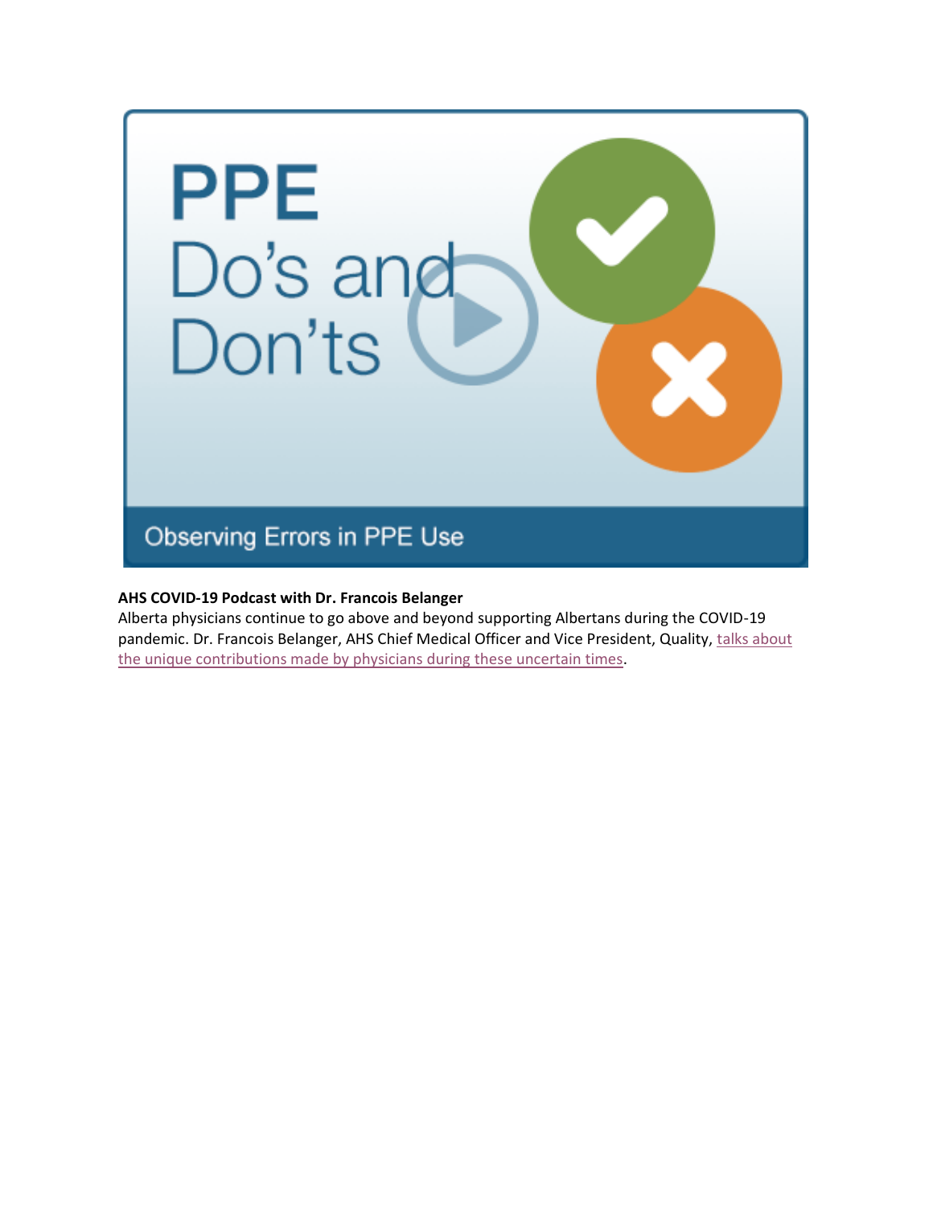PPE Do's and Don'ts

Observing Errors in PPE Use

**AHS COVID-19 Podcast with Dr. Francois Belanger**

Alberta physicians continue to go above and beyond supporting Albertans during the COVID-19 pandemic. Dr. Francois Belanger, AHS Chief Medical Officer and Vice President, Quality, talks about the unique contributions made by physicians during these uncertain times.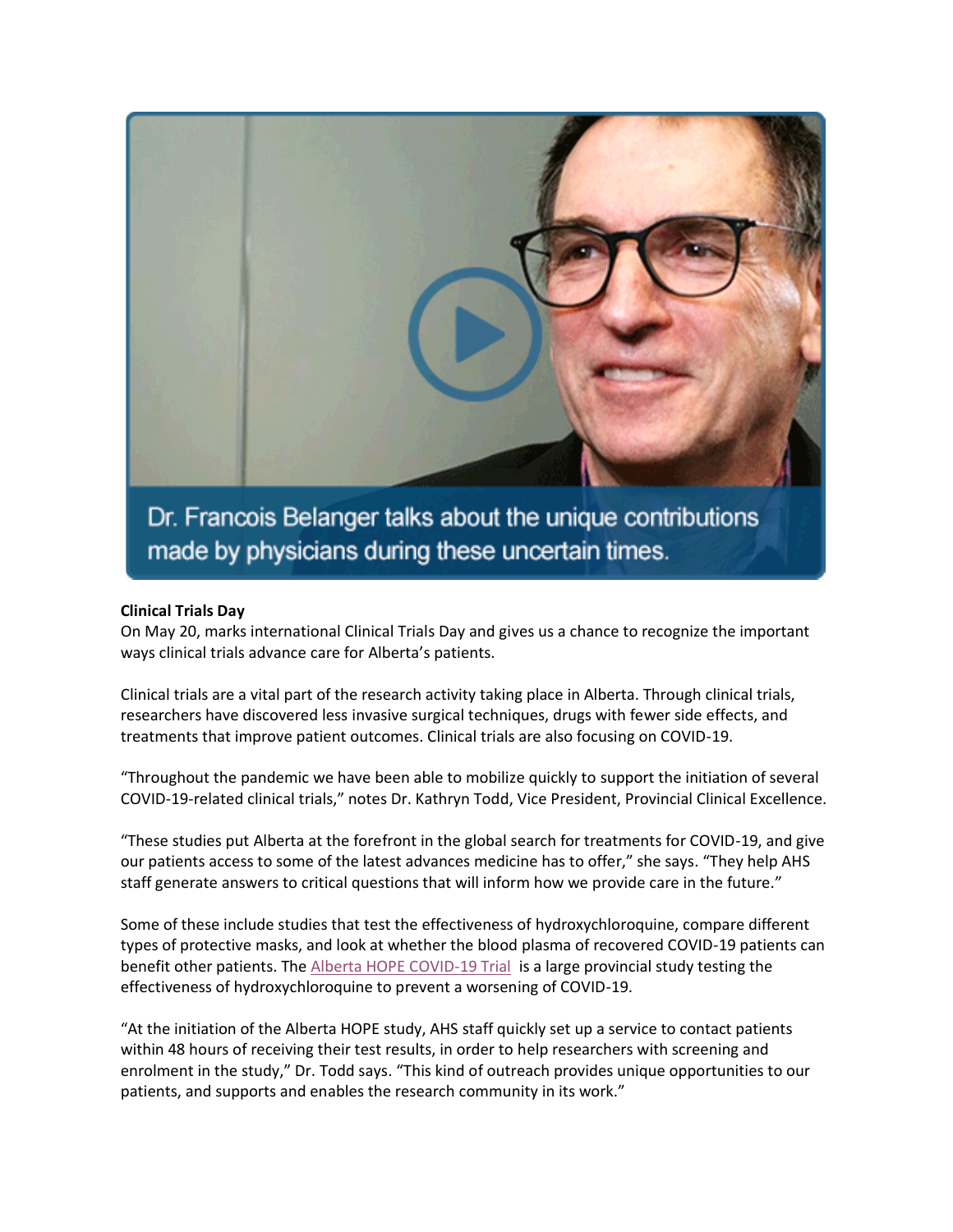Dr. Francois Belanger talks about the unique contributions made by physicians during these uncertain times.

**Clinical Trials Day**

On May 20, marks international Clinical Trials Day and gives us a chance to recognize the important ways clinical trials advance care for Alberta's patients.

Clinical trials are a vital part of the research activity taking place in Alberta. Through clinical trials, researchers have discovered less invasive surgical techniques, drugs with fewer side effects, and treatments that improve patient outcomes. Clinical trials are also focusing on COVID-19.

"Throughout the pandemic we have been able to mobilize quickly to support the initiation of several COVID-19-related clinical trials," notes Dr. Kathryn Todd, Vice President, Provincial Clinical Excellence.

"These studies put Alberta at the forefront in the global search for treatments for COVID-19, and give our patients access to some of the latest advances medicine has to offer," she says. "They help AHS staff generate answers to critical questions that will inform how we provide care in the future."

Some of these include studies that test the effectiveness of hydroxychloroquine, compare different types of protective masks, and look at whether the blood plasma of recovered COVID-19 patients can benefit other patients. The Alberta HOPE COVID-19 Trial is a large provincial study testing the effectiveness of hydroxychloroquine to prevent a worsening of COVID-19.

"At the initiation of the Alberta HOPE study, AHS staff quickly set up a service to contact patients within 48 hours of receiving their test results, in order to help researchers with screening and enrolment in the study," Dr. Todd says. "This kind of outreach provides unique opportunities to our patients, and supports and enables the research community in its work."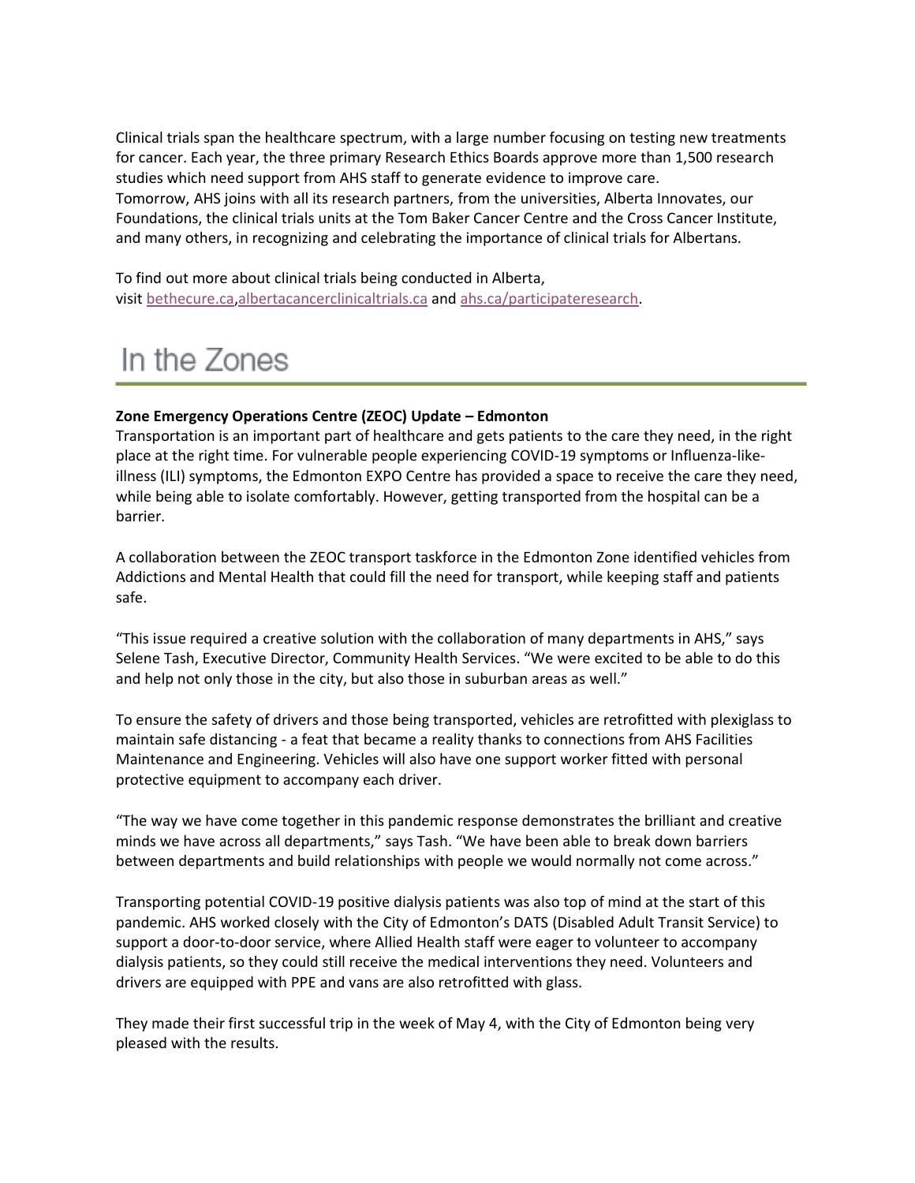Clinical trials span the healthcare spectrum, with a large number focusing on testing new treatments for cancer. Each year, the three primary Research Ethics Boards approve more than 1,500 research studies which need support from AHS staff to generate evidence to improve care.
Tomorrow, AHS joins with all its research partners, from the universities, Alberta Innovates, our Foundations, the clinical trials units at the Tom Baker Cancer Centre and the Cross Cancer Institute, and many others, in recognizing and celebrating the importance of clinical trials for Albertans.

To find out more about clinical trials being conducted in Alberta, visit bethecure.ca,albertacancerclinicaltrials.ca and ahs.ca/participateresearch.

# In the Zones

**Zone Emergency Operations Centre (ZEOC) Update – Edmonton**

Transportation is an important part of healthcare and gets patients to the care they need, in the right place at the right time. For vulnerable people experiencing COVID-19 symptoms or Influenza-like-illness (ILI) symptoms, the Edmonton EXPO Centre has provided a space to receive the care they need, while being able to isolate comfortably. However, getting transported from the hospital can be a barrier.

A collaboration between the ZEOC transport taskforce in the Edmonton Zone identified vehicles from Addictions and Mental Health that could fill the need for transport, while keeping staff and patients safe.

"This issue required a creative solution with the collaboration of many departments in AHS," says Selene Tash, Executive Director, Community Health Services. "We were excited to be able to do this and help not only those in the city, but also those in suburban areas as well."

To ensure the safety of drivers and those being transported, vehicles are retrofitted with plexiglass to maintain safe distancing - a feat that became a reality thanks to connections from AHS Facilities Maintenance and Engineering. Vehicles will also have one support worker fitted with personal protective equipment to accompany each driver.

"The way we have come together in this pandemic response demonstrates the brilliant and creative minds we have across all departments," says Tash. "We have been able to break down barriers between departments and build relationships with people we would normally not come across."

Transporting potential COVID-19 positive dialysis patients was also top of mind at the start of this pandemic. AHS worked closely with the City of Edmonton's DATS (Disabled Adult Transit Service) to support a door-to-door service, where Allied Health staff were eager to volunteer to accompany dialysis patients, so they could still receive the medical interventions they need. Volunteers and drivers are equipped with PPE and vans are also retrofitted with glass.

They made their first successful trip in the week of May 4, with the City of Edmonton being very pleased with the results.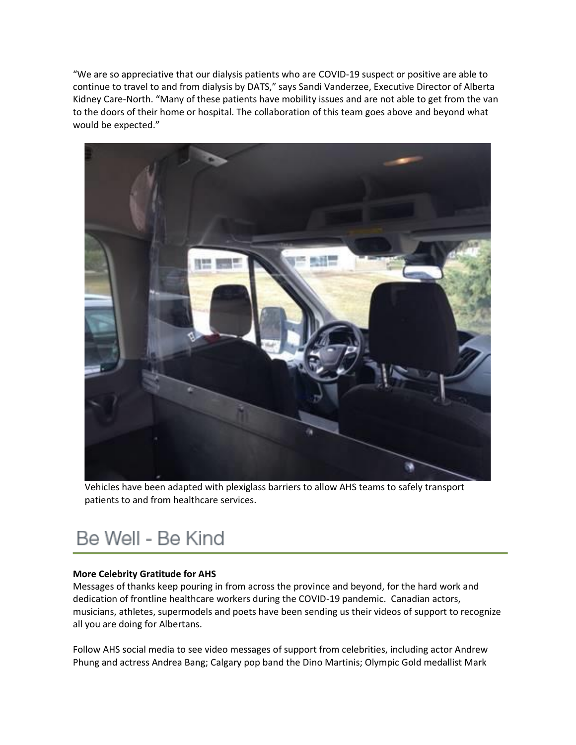"We are so appreciative that our dialysis patients who are COVID-19 suspect or positive are able to continue to travel to and from dialysis by DATS," says Sandi Vanderzee, Executive Director of Alberta Kidney Care-North. "Many of these patients have mobility issues and are not able to get from the van to the doors of their home or hospital. The collaboration of this team goes above and beyond what would be expected."

Vehicles have been adapted with plexiglass barriers to allow AHS teams to safely transport patients to and from healthcare services.

# Be Well - Be Kind

**More Celebrity Gratitude for AHS**

Messages of thanks keep pouring in from across the province and beyond, for the hard work and dedication of frontline healthcare workers during the COVID-19 pandemic. Canadian actors, musicians, athletes, supermodels and poets have been sending us their videos of support to recognize all you are doing for Albertans.

Follow AHS social media to see video messages of support from celebrities, including actor Andrew Phung and actress Andrea Bang; Calgary pop band the Dino Martinis; Olympic Gold medallist Mark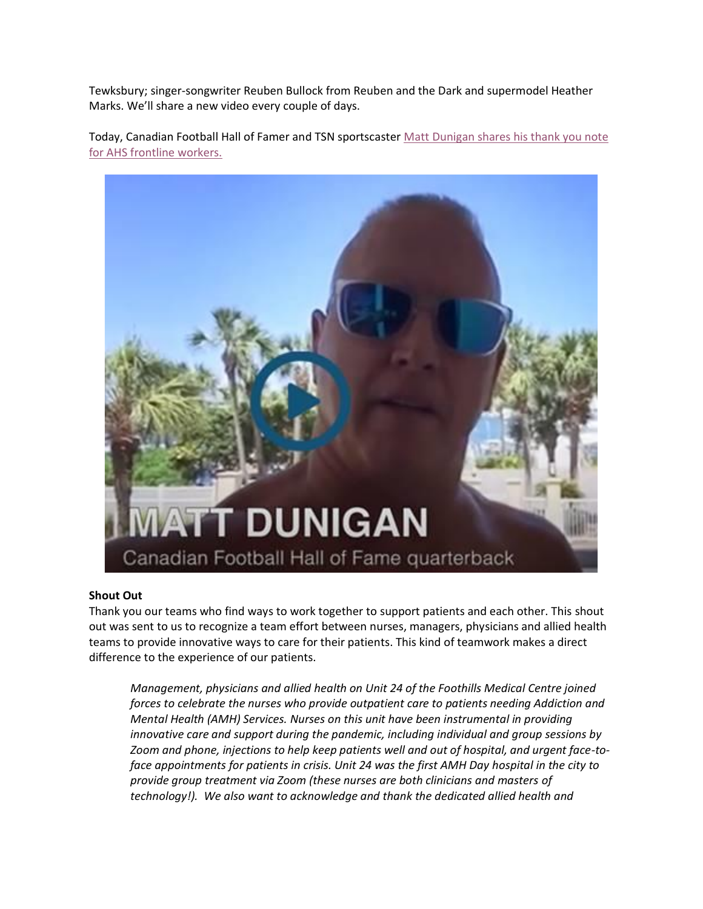Tewksbury; singer-songwriter Reuben Bullock from Reuben and the Dark and supermodel Heather Marks. We'll share a new video every couple of days.

Today, Canadian Football Hall of Famer and TSN sportscaster Matt Dunigan shares his thank you note for AHS frontline workers.

**Shout Out**

Thank you our teams who find ways to work together to support patients and each other. This shout out was sent to us to recognize a team effort between nurses, managers, physicians and allied health teams to provide innovative ways to care for their patients. This kind of teamwork makes a direct difference to the experience of our patients.

> *Management, physicians and allied health on Unit 24 of the Foothills Medical Centre joined forces to celebrate the nurses who provide outpatient care to patients needing Addiction and Mental Health (AMH) Services. Nurses on this unit have been instrumental in providing innovative care and support during the pandemic, including individual and group sessions by Zoom and phone, injections to help keep patients well and out of hospital, and urgent face-to-face appointments for patients in crisis. Unit 24 was the first AMH Day hospital in the city to provide group treatment via Zoom (these nurses are both clinicians and masters of technology!). We also want to acknowledge and thank the dedicated allied health and*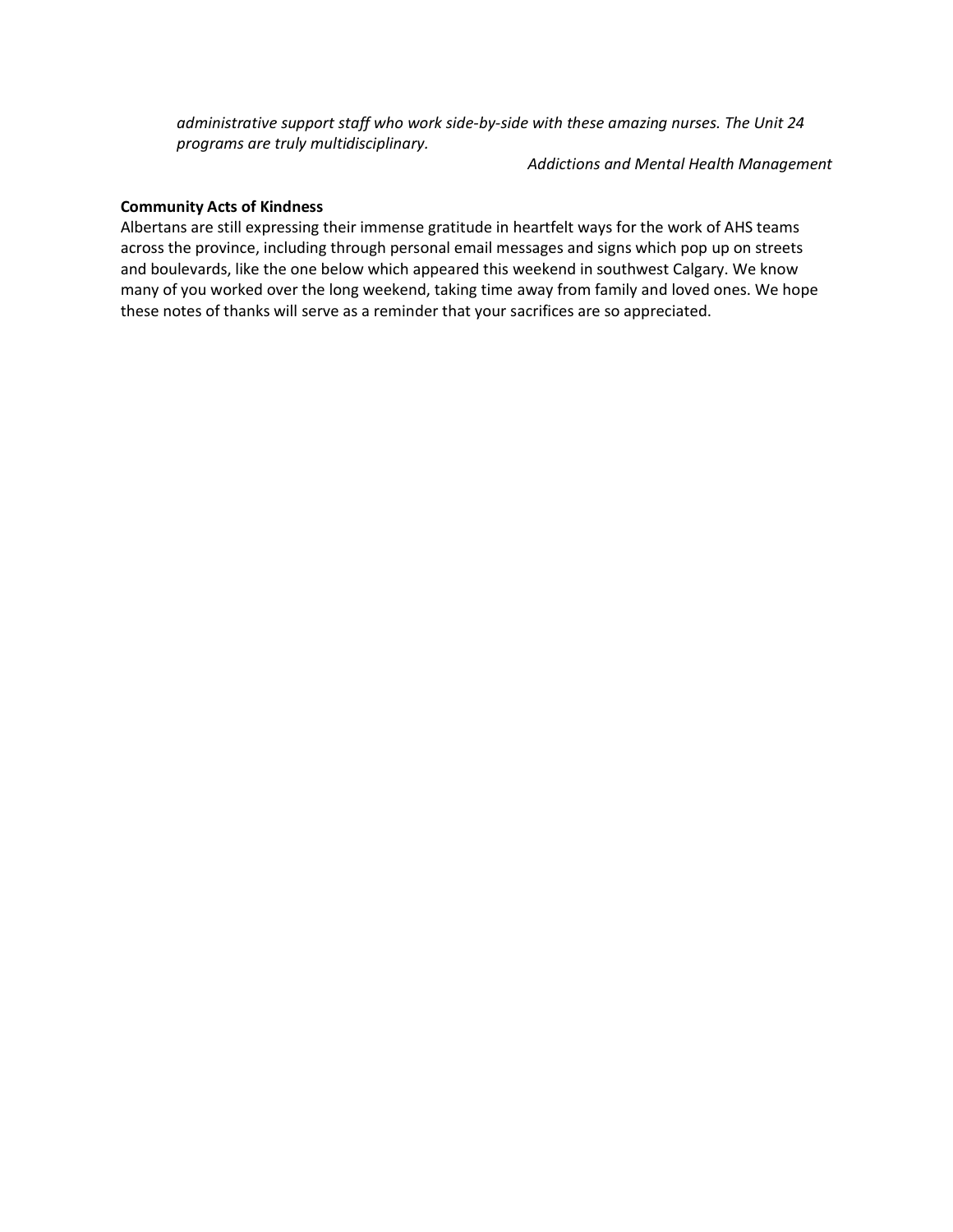> *administrative support staff who work side-by-side with these amazing nurses. The Unit 24 programs are truly multidisciplinary.*
>
> *Addictions and Mental Health Management*

**Community Acts of Kindness**

Albertans are still expressing their immense gratitude in heartfelt ways for the work of AHS teams across the province, including through personal email messages and signs which pop up on streets and boulevards, like the one below which appeared this weekend in southwest Calgary. We know many of you worked over the long weekend, taking time away from family and loved ones. We hope these notes of thanks will serve as a reminder that your sacrifices are so appreciated.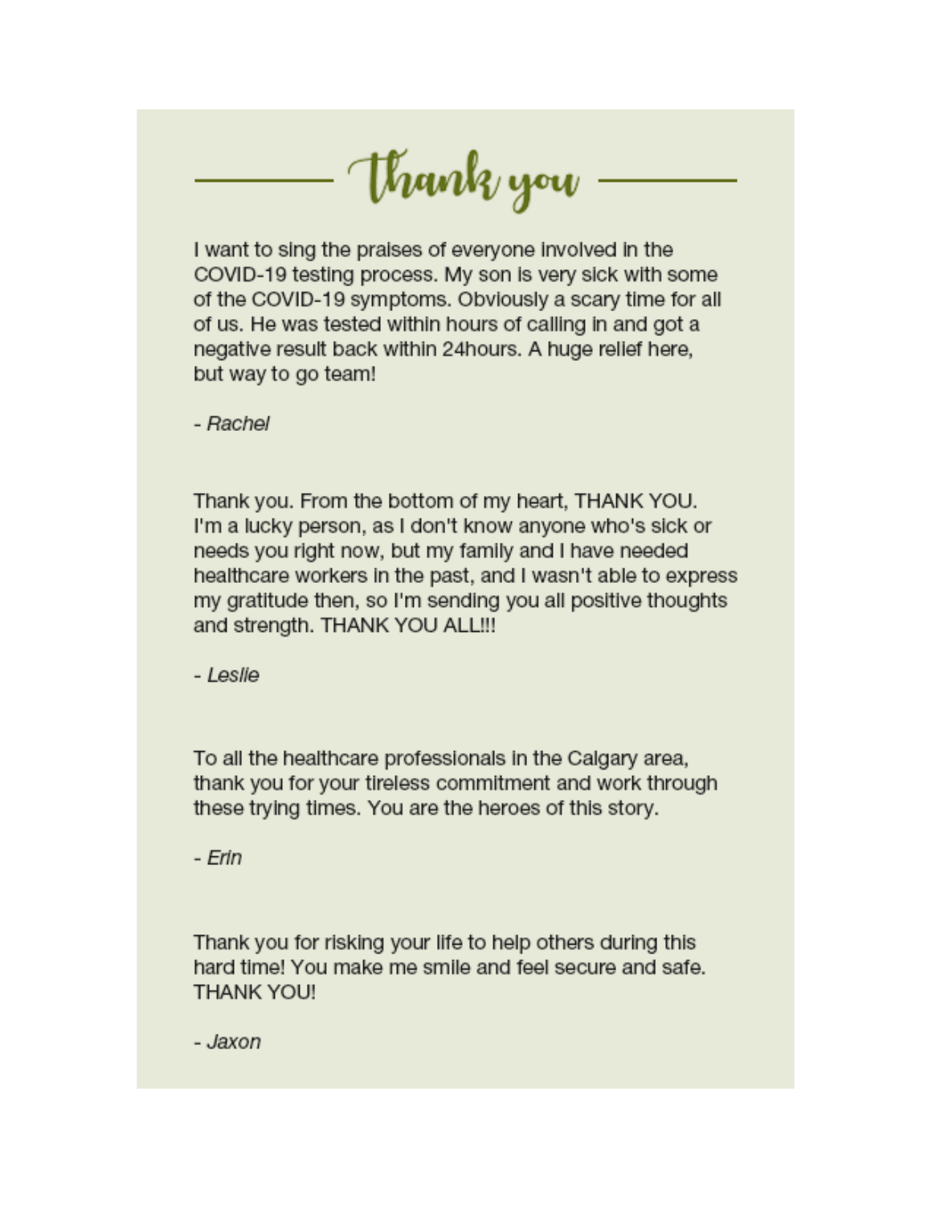# Thank you

I want to sing the praises of everyone involved in the COVID-19 testing process. My son is very sick with some of the COVID-19 symptoms. Obviously a scary time for all of us. He was tested within hours of calling in and got a negative result back within 24hours. A huge relief here, but way to go team!

*- Rachel*

Thank you. From the bottom of my heart, THANK YOU. I'm a lucky person, as I don't know anyone who's sick or needs you right now, but my family and I have needed healthcare workers in the past, and I wasn't able to express my gratitude then, so I'm sending you all positive thoughts and strength. THANK YOU ALL!!!

*- Leslie*

To all the healthcare professionals in the Calgary area, thank you for your tireless commitment and work through these trying times. You are the heroes of this story.

*- Erin*

Thank you for risking your life to help others during this hard time! You make me smile and feel secure and safe. THANK YOU!

*- Jaxon*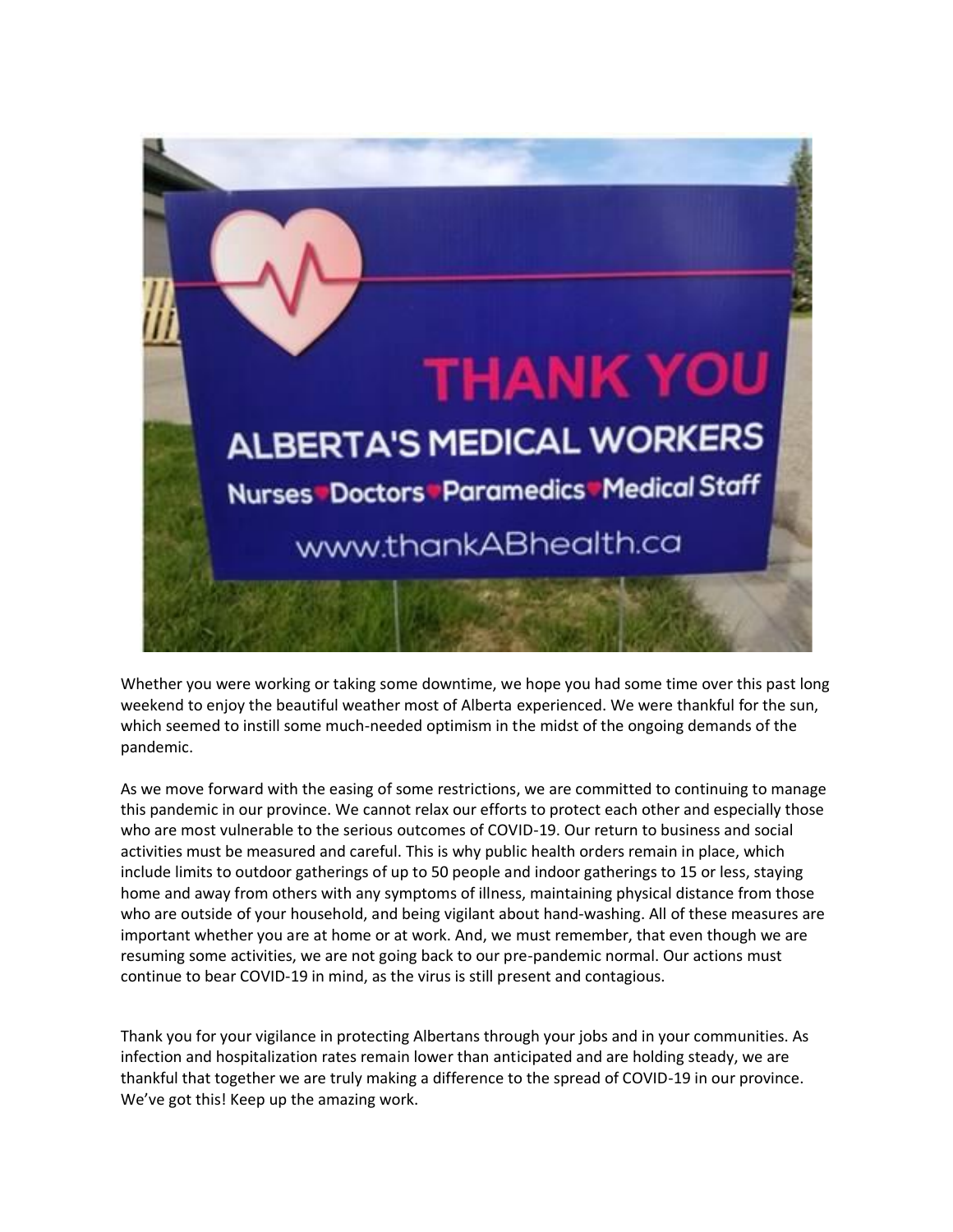Whether you were working or taking some downtime, we hope you had some time over this past long weekend to enjoy the beautiful weather most of Alberta experienced. We were thankful for the sun, which seemed to instill some much-needed optimism in the midst of the ongoing demands of the pandemic.

As we move forward with the easing of some restrictions, we are committed to continuing to manage this pandemic in our province. We cannot relax our efforts to protect each other and especially those who are most vulnerable to the serious outcomes of COVID-19. Our return to business and social activities must be measured and careful. This is why public health orders remain in place, which include limits to outdoor gatherings of up to 50 people and indoor gatherings to 15 or less, staying home and away from others with any symptoms of illness, maintaining physical distance from those who are outside of your household, and being vigilant about hand-washing. All of these measures are important whether you are at home or at work. And, we must remember, that even though we are resuming some activities, we are not going back to our pre-pandemic normal. Our actions must continue to bear COVID-19 in mind, as the virus is still present and contagious.

Thank you for your vigilance in protecting Albertans through your jobs and in your communities. As infection and hospitalization rates remain lower than anticipated and are holding steady, we are thankful that together we are truly making a difference to the spread of COVID-19 in our province. We've got this! Keep up the amazing work.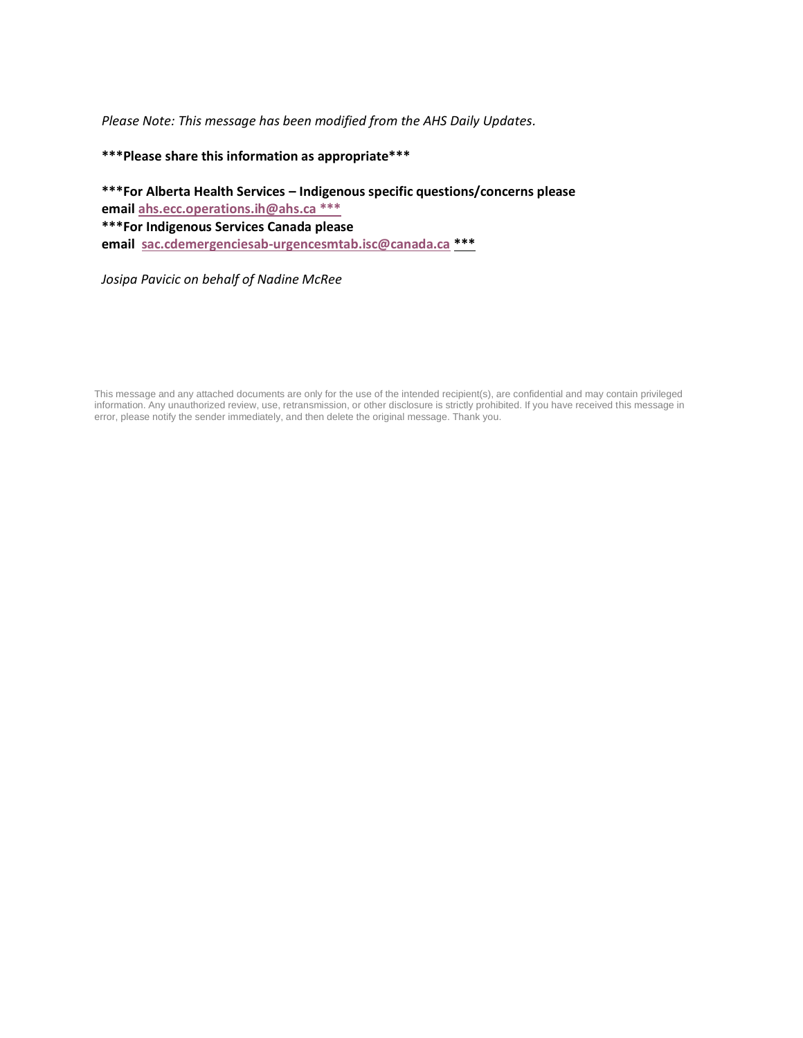*Please Note: This message has been modified from the AHS Daily Updates.*

**\*\*\*Please share this information as appropriate\*\*\***

**\*\*\*For Alberta Health Services – Indigenous specific questions/concerns please email ahs.ecc.operations.ih@ahs.ca \*\*\***
**\*\*\*For Indigenous Services Canada please email sac.cdemergenciesab-urgencesmtab.isc@canada.ca \*\*\***

*Josipa Pavicic on behalf of Nadine McRee*

This message and any attached documents are only for the use of the intended recipient(s), are confidential and may contain privileged information. Any unauthorized review, use, retransmission, or other disclosure is strictly prohibited. If you have received this message in error, please notify the sender immediately, and then delete the original message. Thank you.